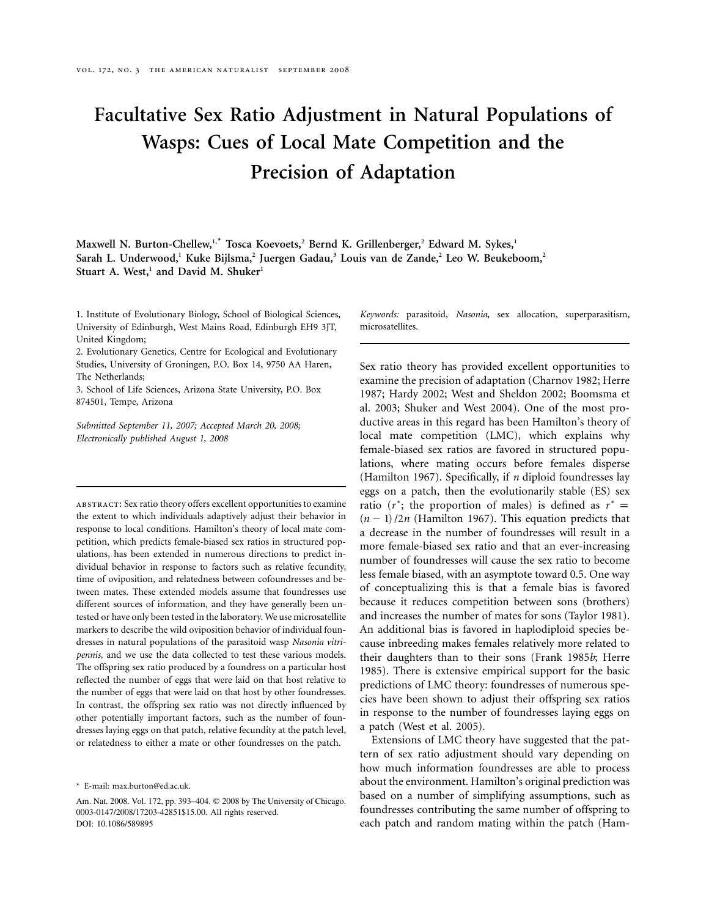# Facultative Sex Ratio Adjustment in Natural Populations of Wasps: Cues of Local Mate Competition and the Precision of Adaptation

**Maxwell N. Burton-Chellew,[1,*] Tosca Koevoets,[2] Bernd K. Grillenberger,[2] Edward M. Sykes,[1] Sarah L. Underwood,[1] Kuke Bijlsma,[2] Juergen Gadau,[3] Louis van de Zande,[2] Leo W. Beukeboom,[2] Stuart A. West,[1] and David M. Shuker[1]**

1. Institute of Evolutionary Biology, School of Biological Sciences, University of Edinburgh, West Mains Road, Edinburgh EH9 3JT, United Kingdom;
2. Evolutionary Genetics, Centre for Ecological and Evolutionary Studies, University of Groningen, P.O. Box 14, 9750 AA Haren, The Netherlands;
3. School of Life Sciences, Arizona State University, P.O. Box 874501, Tempe, Arizona

*Submitted September 11, 2007; Accepted March 20, 2008; Electronically published August 1, 2008*

abstract: Sex ratio theory offers excellent opportunities to examine the extent to which individuals adaptively adjust their behavior in response to local conditions. Hamilton's theory of local mate competition, which predicts female-biased sex ratios in structured populations, has been extended in numerous directions to predict individual behavior in response to factors such as relative fecundity, time of oviposition, and relatedness between cofoundresses and between mates. These extended models assume that foundresses use different sources of information, and they have generally been untested or have only been tested in the laboratory. We use microsatellite markers to describe the wild oviposition behavior of individual foundresses in natural populations of the parasitoid wasp *Nasonia vitripennis*, and we use the data collected to test these various models. The offspring sex ratio produced by a foundress on a particular host reflected the number of eggs that were laid on that host relative to the number of eggs that were laid on that host by other foundresses. In contrast, the offspring sex ratio was not directly influenced by other potentially important factors, such as the number of foundresses laying eggs on that patch, relative fecundity at the patch level, or relatedness to either a mate or other foundresses on the patch.

*Keywords:* parasitoid, *Nasonia*, sex allocation, superparasitism, microsatellites.

\* E-mail: max.burton@ed.ac.uk.

Am. Nat. 2008. Vol. 172, pp. 393–404. © 2008 by The University of Chicago. 0003-0147/2008/17203-42851$15.00. All rights reserved.
DOI: 10.1086/589895

Sex ratio theory has provided excellent opportunities to examine the precision of adaptation (Charnov 1982; Herre 1987; Hardy 2002; West and Sheldon 2002; Boomsma et al. 2003; Shuker and West 2004). One of the most productive areas in this regard has been Hamilton's theory of local mate competition (LMC), which explains why female-biased sex ratios are favored in structured populations, where mating occurs before females disperse (Hamilton 1967). Specifically, if $n$ diploid foundresses lay eggs on a patch, then the evolutionarily stable (ES) sex ratio ($r^*$; the proportion of males) is defined as $r^* = (n-1)/2n$ (Hamilton 1967). This equation predicts that a decrease in the number of foundresses will result in a more female-biased sex ratio and that an ever-increasing number of foundresses will cause the sex ratio to become less female biased, with an asymptote toward 0.5. One way of conceptualizing this is that a female bias is favored because it reduces competition between sons (brothers) and increases the number of mates for sons (Taylor 1981). An additional bias is favored in haplodiploid species because inbreeding makes females relatively more related to their daughters than to their sons (Frank 1985*b*; Herre 1985). There is extensive empirical support for the basic predictions of LMC theory: foundresses of numerous species have been shown to adjust their offspring sex ratios in response to the number of foundresses laying eggs on a patch (West et al. 2005).

Extensions of LMC theory have suggested that the pattern of sex ratio adjustment should vary depending on how much information foundresses are able to process about the environment. Hamilton's original prediction was based on a number of simplifying assumptions, such as foundresses contributing the same number of offspring to each patch and random mating within the patch (Ham-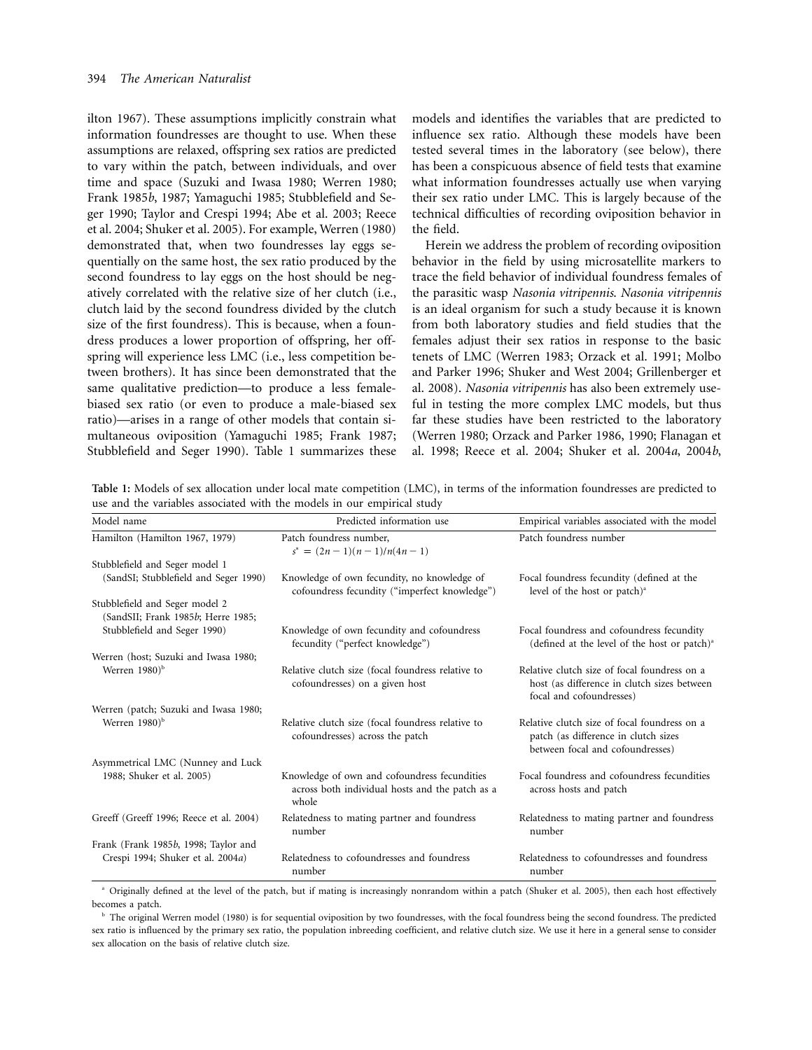ilton 1967). These assumptions implicitly constrain what information foundresses are thought to use. When these assumptions are relaxed, offspring sex ratios are predicted to vary within the patch, between individuals, and over time and space (Suzuki and Iwasa 1980; Werren 1980; Frank 1985*b*, 1987; Yamaguchi 1985; Stubblefield and Seger 1990; Taylor and Crespi 1994; Abe et al. 2003; Reece et al. 2004; Shuker et al. 2005). For example, Werren (1980) demonstrated that, when two foundresses lay eggs sequentially on the same host, the sex ratio produced by the second foundress to lay eggs on the host should be negatively correlated with the relative size of her clutch (i.e., clutch laid by the second foundress divided by the clutch size of the first foundress). This is because, when a foundress produces a lower proportion of offspring, her offspring will experience less LMC (i.e., less competition between brothers). It has since been demonstrated that the same qualitative prediction—to produce a less female-biased sex ratio (or even to produce a male-biased sex ratio)—arises in a range of other models that contain simultaneous oviposition (Yamaguchi 1985; Frank 1987; Stubblefield and Seger 1990). Table 1 summarizes these models and identifies the variables that are predicted to influence sex ratio. Although these models have been tested several times in the laboratory (see below), there has been a conspicuous absence of field tests that examine what information foundresses actually use when varying their sex ratio under LMC. This is largely because of the technical difficulties of recording oviposition behavior in the field.

Herein we address the problem of recording oviposition behavior in the field by using microsatellite markers to trace the field behavior of individual foundress females of the parasitic wasp *Nasonia vitripennis*. *Nasonia vitripennis* is an ideal organism for such a study because it is known from both laboratory studies and field studies that the females adjust their sex ratios in response to the basic tenets of LMC (Werren 1983; Orzack et al. 1991; Molbo and Parker 1996; Shuker and West 2004; Grillenberger et al. 2008). *Nasonia vitripennis* has also been extremely useful in testing the more complex LMC models, but thus far these studies have been restricted to the laboratory (Werren 1980; Orzack and Parker 1986, 1990; Flanagan et al. 1998; Reece et al. 2004; Shuker et al. 2004*a*, 2004*b*,

**Table 1:** Models of sex allocation under local mate competition (LMC), in terms of the information foundresses are predicted to use and the variables associated with the models in our empirical study

| Model name | Predicted information use | Empirical variables associated with the model |
|---|---|---|
| Hamilton (Hamilton 1967, 1979) | Patch foundress number, $s^* = (2n-1)(n-1)/n(4n-1)$ | Patch foundress number |
| Stubblefield and Seger model 1 (SandSI; Stubblefield and Seger 1990) | Knowledge of own fecundity, no knowledge of cofoundress fecundity ("imperfect knowledge") | Focal foundress fecundity (defined at the level of the host or patch)[a] |
| Stubblefield and Seger model 2 (SandSII; Frank 1985*b*; Herre 1985; Stubblefield and Seger 1990) | Knowledge of own fecundity and cofoundress fecundity ("perfect knowledge") | Focal foundress and cofoundress fecundity (defined at the level of the host or patch)[a] |
| Werren (host; Suzuki and Iwasa 1980; Werren 1980)[b] | Relative clutch size (focal foundress relative to cofoundresses) on a given host | Relative clutch size of focal foundress on a host (as difference in clutch sizes between focal and cofoundresses) |
| Werren (patch; Suzuki and Iwasa 1980; Werren 1980)[b] | Relative clutch size (focal foundress relative to cofoundresses) across the patch | Relative clutch size of focal foundress on a patch (as difference in clutch sizes between focal and cofoundresses) |
| Asymmetrical LMC (Nunney and Luck 1988; Shuker et al. 2005) | Knowledge of own and cofoundress fecundities across both individual hosts and the patch as a whole | Focal foundress and cofoundress fecundities across hosts and patch |
| Greeff (Greeff 1996; Reece et al. 2004) | Relatedness to mating partner and foundress number | Relatedness to mating partner and foundress number |
| Frank (Frank 1985*b*, 1998; Taylor and Crespi 1994; Shuker et al. 2004*a*) | Relatedness to cofoundresses and foundress number | Relatedness to cofoundresses and foundress number |

[a] Originally defined at the level of the patch, but if mating is increasingly nonrandom within a patch (Shuker et al. 2005), then each host effectively becomes a patch.

[b] The original Werren model (1980) is for sequential oviposition by two foundresses, with the focal foundress being the second foundress. The predicted sex ratio is influenced by the primary sex ratio, the population inbreeding coefficient, and relative clutch size. We use it here in a general sense to consider sex allocation on the basis of relative clutch size.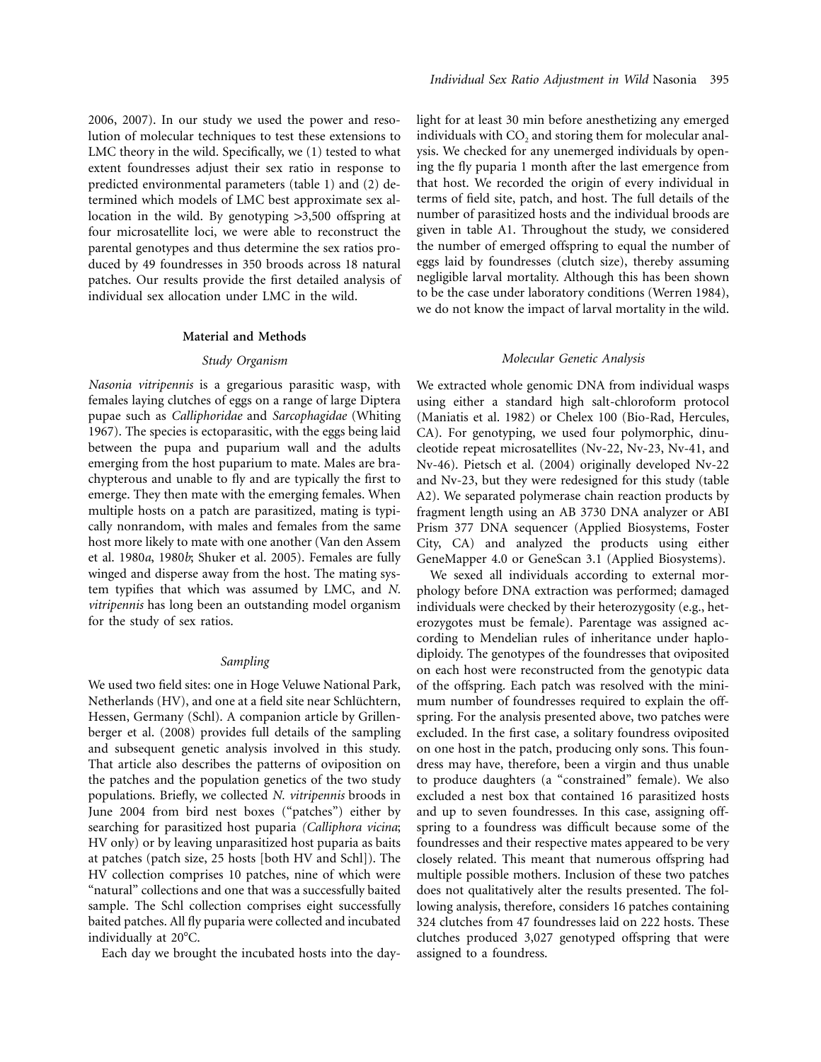2006, 2007). In our study we used the power and resolution of molecular techniques to test these extensions to LMC theory in the wild. Specifically, we (1) tested to what extent foundresses adjust their sex ratio in response to predicted environmental parameters (table 1) and (2) determined which models of LMC best approximate sex allocation in the wild. By genotyping >3,500 offspring at four microsatellite loci, we were able to reconstruct the parental genotypes and thus determine the sex ratios produced by 49 foundresses in 350 broods across 18 natural patches. Our results provide the first detailed analysis of individual sex allocation under LMC in the wild.

## Material and Methods

### Study Organism

*Nasonia vitripennis* is a gregarious parasitic wasp, with females laying clutches of eggs on a range of large Diptera pupae such as *Calliphoridae* and *Sarcophagidae* (Whiting 1967). The species is ectoparasitic, with the eggs being laid between the pupa and puparium wall and the adults emerging from the host puparium to mate. Males are brachypterous and unable to fly and are typically the first to emerge. They then mate with the emerging females. When multiple hosts on a patch are parasitized, mating is typically nonrandom, with males and females from the same host more likely to mate with one another (Van den Assem et al. 1980*a*, 1980*b*; Shuker et al. 2005). Females are fully winged and disperse away from the host. The mating system typifies that which was assumed by LMC, and *N. vitripennis* has long been an outstanding model organism for the study of sex ratios.

### Sampling

We used two field sites: one in Hoge Veluwe National Park, Netherlands (HV), and one at a field site near Schlüchtern, Hessen, Germany (Schl). A companion article by Grillenberger et al. (2008) provides full details of the sampling and subsequent genetic analysis involved in this study. That article also describes the patterns of oviposition on the patches and the population genetics of the two study populations. Briefly, we collected *N. vitripennis* broods in June 2004 from bird nest boxes ("patches") either by searching for parasitized host puparia (*Calliphora vicina*; HV only) or by leaving unparasitized host puparia as baits at patches (patch size, 25 hosts [both HV and Schl]). The HV collection comprises 10 patches, nine of which were "natural" collections and one that was a successfully baited sample. The Schl collection comprises eight successfully baited patches. All fly puparia were collected and incubated individually at 20°C.

Each day we brought the incubated hosts into the daylight for at least 30 min before anesthetizing any emerged individuals with $CO_2$ and storing them for molecular analysis. We checked for any unemerged individuals by opening the fly puparia 1 month after the last emergence from that host. We recorded the origin of every individual in terms of field site, patch, and host. The full details of the number of parasitized hosts and the individual broods are given in table A1. Throughout the study, we considered the number of emerged offspring to equal the number of eggs laid by foundresses (clutch size), thereby assuming negligible larval mortality. Although this has been shown to be the case under laboratory conditions (Werren 1984), we do not know the impact of larval mortality in the wild.

### Molecular Genetic Analysis

We extracted whole genomic DNA from individual wasps using either a standard high salt-chloroform protocol (Maniatis et al. 1982) or Chelex 100 (Bio-Rad, Hercules, CA). For genotyping, we used four polymorphic, dinucleotide repeat microsatellites (Nv-22, Nv-23, Nv-41, and Nv-46). Pietsch et al. (2004) originally developed Nv-22 and Nv-23, but they were redesigned for this study (table A2). We separated polymerase chain reaction products by fragment length using an AB 3730 DNA analyzer or ABI Prism 377 DNA sequencer (Applied Biosystems, Foster City, CA) and analyzed the products using either GeneMapper 4.0 or GeneScan 3.1 (Applied Biosystems).

We sexed all individuals according to external morphology before DNA extraction was performed; damaged individuals were checked by their heterozygosity (e.g., heterozygotes must be female). Parentage was assigned according to Mendelian rules of inheritance under haplodiploidy. The genotypes of the foundresses that oviposited on each host were reconstructed from the genotypic data of the offspring. Each patch was resolved with the minimum number of foundresses required to explain the offspring. For the analysis presented above, two patches were excluded. In the first case, a solitary foundress oviposited on one host in the patch, producing only sons. This foundress may have, therefore, been a virgin and thus unable to produce daughters (a "constrained" female). We also excluded a nest box that contained 16 parasitized hosts and up to seven foundresses. In this case, assigning offspring to a foundress was difficult because some of the foundresses and their respective mates appeared to be very closely related. This meant that numerous offspring had multiple possible mothers. Inclusion of these two patches does not qualitatively alter the results presented. The following analysis, therefore, considers 16 patches containing 324 clutches from 47 foundresses laid on 222 hosts. These clutches produced 3,027 genotyped offspring that were assigned to a foundress.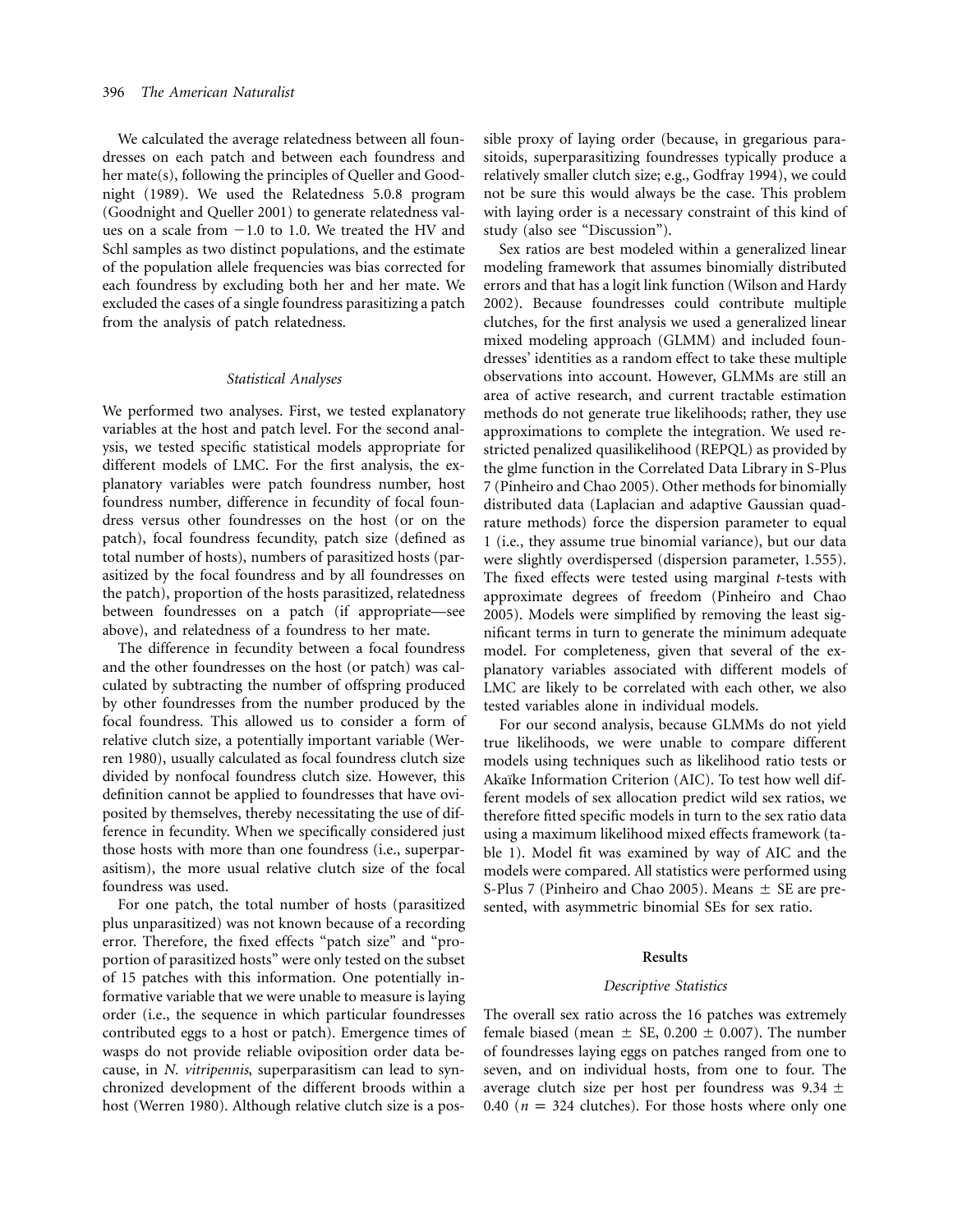We calculated the average relatedness between all foundresses on each patch and between each foundress and her mate(s), following the principles of Queller and Goodnight (1989). We used the Relatedness 5.0.8 program (Goodnight and Queller 2001) to generate relatedness values on a scale from −1.0 to 1.0. We treated the HV and Schl samples as two distinct populations, and the estimate of the population allele frequencies was bias corrected for each foundress by excluding both her and her mate. We excluded the cases of a single foundress parasitizing a patch from the analysis of patch relatedness.

### *Statistical Analyses*

We performed two analyses. First, we tested explanatory variables at the host and patch level. For the second analysis, we tested specific statistical models appropriate for different models of LMC. For the first analysis, the explanatory variables were patch foundress number, host foundress number, difference in fecundity of focal foundress versus other foundresses on the host (or on the patch), focal foundress fecundity, patch size (defined as total number of hosts), numbers of parasitized hosts (parasitized by the focal foundress and by all foundresses on the patch), proportion of the hosts parasitized, relatedness between foundresses on a patch (if appropriate—see above), and relatedness of a foundress to her mate.

The difference in fecundity between a focal foundress and the other foundresses on the host (or patch) was calculated by subtracting the number of offspring produced by other foundresses from the number produced by the focal foundress. This allowed us to consider a form of relative clutch size, a potentially important variable (Werren 1980), usually calculated as focal foundress clutch size divided by nonfocal foundress clutch size. However, this definition cannot be applied to foundresses that have oviposited by themselves, thereby necessitating the use of difference in fecundity. When we specifically considered just those hosts with more than one foundress (i.e., superparasitism), the more usual relative clutch size of the focal foundress was used.

For one patch, the total number of hosts (parasitized plus unparasitized) was not known because of a recording error. Therefore, the fixed effects "patch size" and "proportion of parasitized hosts" were only tested on the subset of 15 patches with this information. One potentially informative variable that we were unable to measure is laying order (i.e., the sequence in which particular foundresses contributed eggs to a host or patch). Emergence times of wasps do not provide reliable oviposition order data because, in *N. vitripennis*, superparasitism can lead to synchronized development of the different broods within a host (Werren 1980). Although relative clutch size is a possible proxy of laying order (because, in gregarious parasitoids, superparasitizing foundresses typically produce a relatively smaller clutch size; e.g., Godfray 1994), we could not be sure this would always be the case. This problem with laying order is a necessary constraint of this kind of study (also see "Discussion").

Sex ratios are best modeled within a generalized linear modeling framework that assumes binomially distributed errors and that has a logit link function (Wilson and Hardy 2002). Because foundresses could contribute multiple clutches, for the first analysis we used a generalized linear mixed modeling approach (GLMM) and included foundresses' identities as a random effect to take these multiple observations into account. However, GLMMs are still an area of active research, and current tractable estimation methods do not generate true likelihoods; rather, they use approximations to complete the integration. We used restricted penalized quasilikelihood (REPQL) as provided by the glme function in the Correlated Data Library in S-Plus 7 (Pinheiro and Chao 2005). Other methods for binomially distributed data (Laplacian and adaptive Gaussian quadrature methods) force the dispersion parameter to equal 1 (i.e., they assume true binomial variance), but our data were slightly overdispersed (dispersion parameter, 1.555). The fixed effects were tested using marginal *t*-tests with approximate degrees of freedom (Pinheiro and Chao 2005). Models were simplified by removing the least significant terms in turn to generate the minimum adequate model. For completeness, given that several of the explanatory variables associated with different models of LMC are likely to be correlated with each other, we also tested variables alone in individual models.

For our second analysis, because GLMMs do not yield true likelihoods, we were unable to compare different models using techniques such as likelihood ratio tests or Akaïke Information Criterion (AIC). To test how well different models of sex allocation predict wild sex ratios, we therefore fitted specific models in turn to the sex ratio data using a maximum likelihood mixed effects framework (table 1). Model fit was examined by way of AIC and the models were compared. All statistics were performed using S-Plus 7 (Pinheiro and Chao 2005). Means ± SE are presented, with asymmetric binomial SEs for sex ratio.

## Results

### *Descriptive Statistics*

The overall sex ratio across the 16 patches was extremely female biased (mean ± SE, 0.200 ± 0.007). The number of foundresses laying eggs on patches ranged from one to seven, and on individual hosts, from one to four. The average clutch size per host per foundress was 9.34 ± 0.40 ($n = 324$ clutches). For those hosts where only one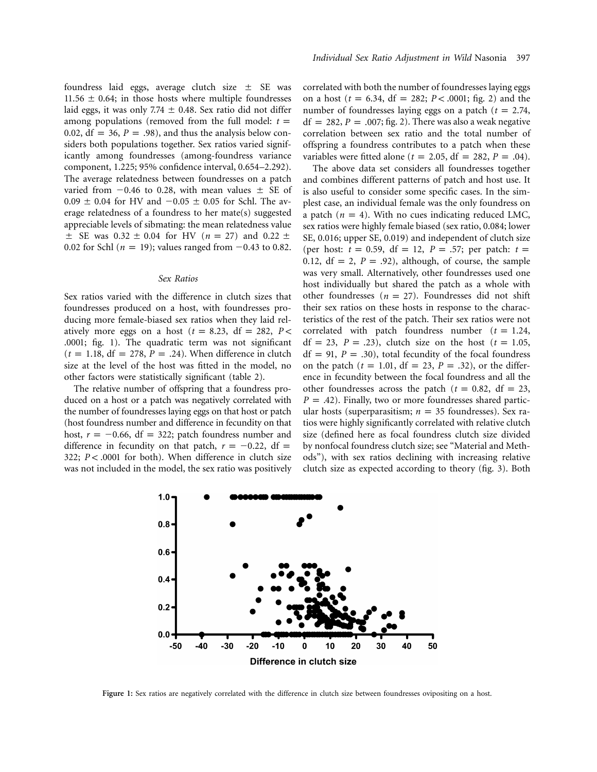foundress laid eggs, average clutch size ± SE was 11.56 ± 0.64; in those hosts where multiple foundresses laid eggs, it was only 7.74 ± 0.48. Sex ratio did not differ among populations (removed from the full model: $t = 0.02$, $df = 36$, $P = .98$), and thus the analysis below considers both populations together. Sex ratios varied significantly among foundresses (among-foundress variance component, 1.225; 95% confidence interval, 0.654–2.292). The average relatedness between foundresses on a patch varied from −0.46 to 0.28, with mean values ± SE of 0.09 ± 0.04 for HV and −0.05 ± 0.05 for Schl. The average relatedness of a foundress to her mate(s) suggested appreciable levels of sibmating: the mean relatedness value ± SE was 0.32 ± 0.04 for HV ($n = 27$) and 0.22 ± 0.02 for Schl ($n = 19$); values ranged from −0.43 to 0.82.

### *Sex Ratios*

Sex ratios varied with the difference in clutch sizes that foundresses produced on a host, with foundresses producing more female-biased sex ratios when they laid relatively more eggs on a host ($t = 8.23$, $df = 282$, $P < .0001$; fig. 1). The quadratic term was not significant ($t = 1.18$, $df = 278$, $P = .24$). When difference in clutch size at the level of the host was fitted in the model, no other factors were statistically significant (table 2).

The relative number of offspring that a foundress produced on a host or a patch was negatively correlated with the number of foundresses laying eggs on that host or patch (host foundress number and difference in fecundity on that host, $r = -0.66$, $df = 322$; patch foundress number and difference in fecundity on that patch, $r = -0.22$, $df = 322$; $P < .0001$ for both). When difference in clutch size was not included in the model, the sex ratio was positively correlated with both the number of foundresses laying eggs on a host ($t = 6.34$, $df = 282$; $P < .0001$; fig. 2) and the number of foundresses laying eggs on a patch ($t = 2.74$, $df = 282$, $P = .007$; fig. 2). There was also a weak negative correlation between sex ratio and the total number of offspring a foundress contributes to a patch when these variables were fitted alone ($t = 2.05$, $df = 282$, $P = .04$).

The above data set considers all foundresses together and combines different patterns of patch and host use. It is also useful to consider some specific cases. In the simplest case, an individual female was the only foundress on a patch ($n = 4$). With no cues indicating reduced LMC, sex ratios were highly female biased (sex ratio, 0.084; lower SE, 0.016; upper SE, 0.019) and independent of clutch size (per host: $t = 0.59$, $df = 12$, $P = .57$; per patch: $t = 0.12$, $df = 2$, $P = .92$), although, of course, the sample was very small. Alternatively, other foundresses used one host individually but shared the patch as a whole with other foundresses ($n = 27$). Foundresses did not shift their sex ratios on these hosts in response to the characteristics of the rest of the patch. Their sex ratios were not correlated with patch foundress number ($t = 1.24$, $df = 23$, $P = .23$), clutch size on the host ($t = 1.05$, $df = 91$, $P = .30$), total fecundity of the focal foundress on the patch ($t = 1.01$, $df = 23$, $P = .32$), or the difference in fecundity between the focal foundress and all the other foundresses across the patch ($t = 0.82$, $df = 23$, $P = .42$). Finally, two or more foundresses shared particular hosts (superparasitism; $n = 35$ foundresses). Sex ratios were highly significantly correlated with relative clutch size (defined here as focal foundress clutch size divided by nonfocal foundress clutch size; see "Material and Methods"), with sex ratios declining with increasing relative clutch size as expected according to theory (fig. 3). Both

**Figure 1:** Sex ratios are negatively correlated with the difference in clutch size between foundresses ovipositing on a host.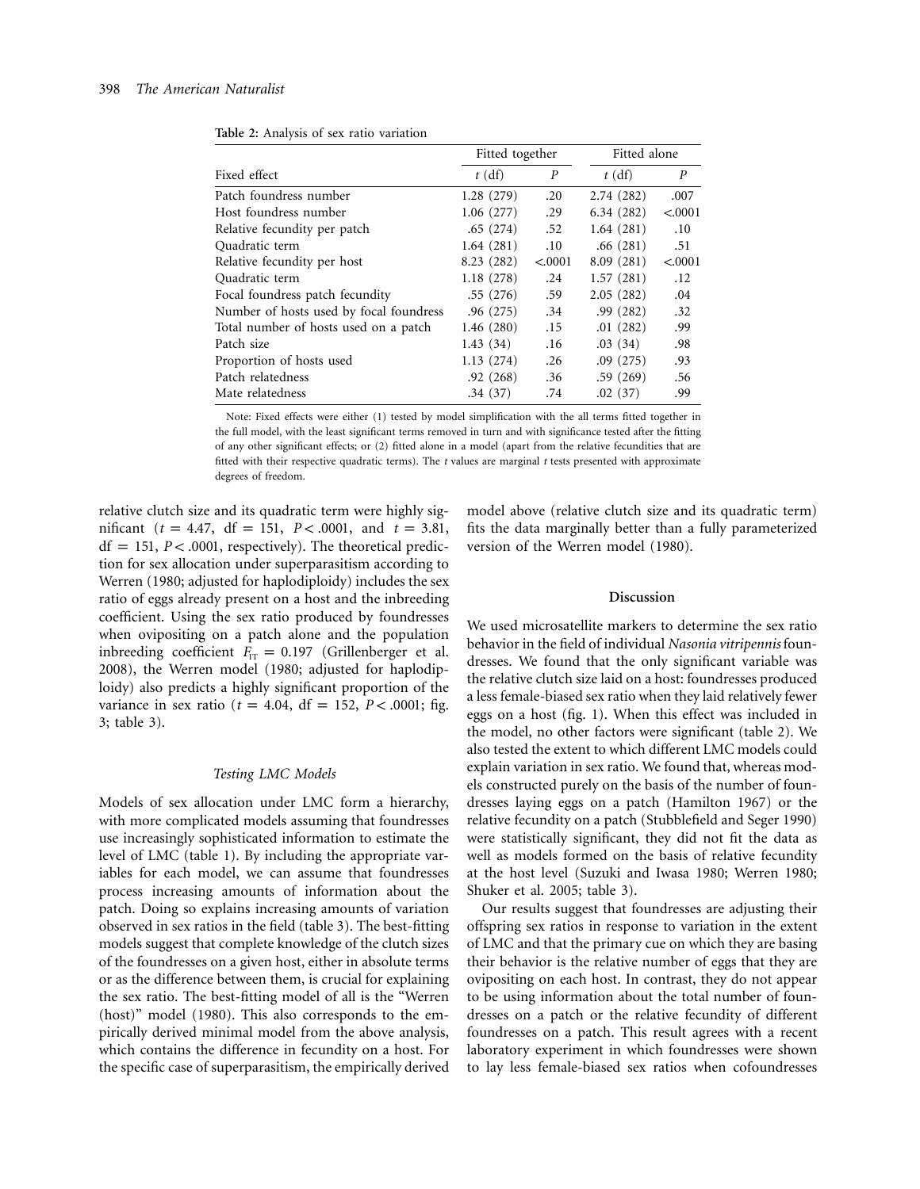**Table 2:** Analysis of sex ratio variation

| | Fitted together | | Fitted alone | |
|---|---|---|---|---|
| Fixed effect | *t* (df) | *P* | *t* (df) | *P* |
| Patch foundress number | 1.28 (279) | .20 | 2.74 (282) | .007 |
| Host foundress number | 1.06 (277) | .29 | 6.34 (282) | <.0001 |
| Relative fecundity per patch | .65 (274) | .52 | 1.64 (281) | .10 |
| Quadratic term | 1.64 (281) | .10 | .66 (281) | .51 |
| Relative fecundity per host | 8.23 (282) | <.0001 | 8.09 (281) | <.0001 |
| Quadratic term | 1.18 (278) | .24 | 1.57 (281) | .12 |
| Focal foundress patch fecundity | .55 (276) | .59 | 2.05 (282) | .04 |
| Number of hosts used by focal foundress | .96 (275) | .34 | .99 (282) | .32 |
| Total number of hosts used on a patch | 1.46 (280) | .15 | .01 (282) | .99 |
| Patch size | 1.43 (34) | .16 | .03 (34) | .98 |
| Proportion of hosts used | 1.13 (274) | .26 | .09 (275) | .93 |
| Patch relatedness | .92 (268) | .36 | .59 (269) | .56 |
| Mate relatedness | .34 (37) | .74 | .02 (37) | .99 |

Note: Fixed effects were either (1) tested by model simplification with the all terms fitted together in the full model, with the least significant terms removed in turn and with significance tested after the fitting of any other significant effects; or (2) fitted alone in a model (apart from the relative fecundities that are fitted with their respective quadratic terms). The *t* values are marginal *t* tests presented with approximate degrees of freedom.

relative clutch size and its quadratic term were highly significant ($t = 4.47$, $\mathrm{df} = 151$, $P < .0001$, and $t = 3.81$, $\mathrm{df} = 151$, $P < .0001$, respectively). The theoretical prediction for sex allocation under superparasitism according to Werren (1980; adjusted for haplodiploidy) includes the sex ratio of eggs already present on a host and the inbreeding coefficient. Using the sex ratio produced by foundresses when ovipositing on a patch alone and the population inbreeding coefficient $F_{\mathrm{IT}} = 0.197$ (Grillenberger et al. 2008), the Werren model (1980; adjusted for haplodiploidy) also predicts a highly significant proportion of the variance in sex ratio ($t = 4.04$, $\mathrm{df} = 152$, $P < .0001$; fig. 3; table 3).

### *Testing LMC Models*

Models of sex allocation under LMC form a hierarchy, with more complicated models assuming that foundresses use increasingly sophisticated information to estimate the level of LMC (table 1). By including the appropriate variables for each model, we can assume that foundresses process increasing amounts of information about the patch. Doing so explains increasing amounts of variation observed in sex ratios in the field (table 3). The best-fitting models suggest that complete knowledge of the clutch sizes of the foundresses on a given host, either in absolute terms or as the difference between them, is crucial for explaining the sex ratio. The best-fitting model of all is the "Werren (host)" model (1980). This also corresponds to the empirically derived minimal model from the above analysis, which contains the difference in fecundity on a host. For the specific case of superparasitism, the empirically derived model above (relative clutch size and its quadratic term) fits the data marginally better than a fully parameterized version of the Werren model (1980).

## Discussion

We used microsatellite markers to determine the sex ratio behavior in the field of individual *Nasonia vitripennis* foundresses. We found that the only significant variable was the relative clutch size laid on a host: foundresses produced a less female-biased sex ratio when they laid relatively fewer eggs on a host (fig. 1). When this effect was included in the model, no other factors were significant (table 2). We also tested the extent to which different LMC models could explain variation in sex ratio. We found that, whereas models constructed purely on the basis of the number of foundresses laying eggs on a patch (Hamilton 1967) or the relative fecundity on a patch (Stubblefield and Seger 1990) were statistically significant, they did not fit the data as well as models formed on the basis of relative fecundity at the host level (Suzuki and Iwasa 1980; Werren 1980; Shuker et al. 2005; table 3).

Our results suggest that foundresses are adjusting their offspring sex ratios in response to variation in the extent of LMC and that the primary cue on which they are basing their behavior is the relative number of eggs that they are ovipositing on each host. In contrast, they do not appear to be using information about the total number of foundresses on a patch or the relative fecundity of different foundresses on a patch. This result agrees with a recent laboratory experiment in which foundresses were shown to lay less female-biased sex ratios when cofoundresses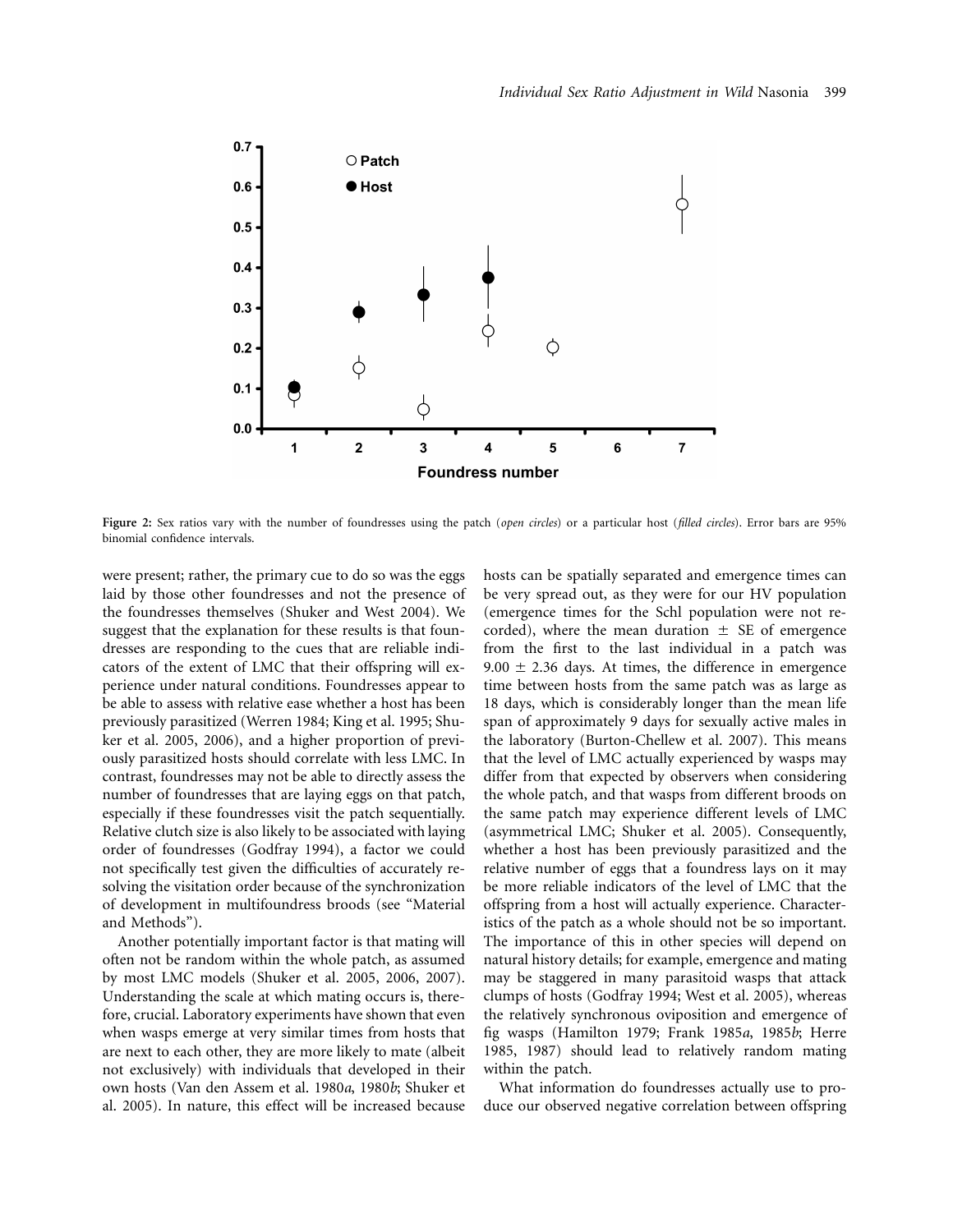**Figure 2:** Sex ratios vary with the number of foundresses using the patch (*open circles*) or a particular host (*filled circles*). Error bars are 95% binomial confidence intervals.

were present; rather, the primary cue to do so was the eggs laid by those other foundresses and not the presence of the foundresses themselves (Shuker and West 2004). We suggest that the explanation for these results is that foundresses are responding to the cues that are reliable indicators of the extent of LMC that their offspring will experience under natural conditions. Foundresses appear to be able to assess with relative ease whether a host has been previously parasitized (Werren 1984; King et al. 1995; Shuker et al. 2005, 2006), and a higher proportion of previously parasitized hosts should correlate with less LMC. In contrast, foundresses may not be able to directly assess the number of foundresses that are laying eggs on that patch, especially if these foundresses visit the patch sequentially. Relative clutch size is also likely to be associated with laying order of foundresses (Godfray 1994), a factor we could not specifically test given the difficulties of accurately resolving the visitation order because of the synchronization of development in multifoundress broods (see "Material and Methods").

Another potentially important factor is that mating will often not be random within the whole patch, as assumed by most LMC models (Shuker et al. 2005, 2006, 2007). Understanding the scale at which mating occurs is, therefore, crucial. Laboratory experiments have shown that even when wasps emerge at very similar times from hosts that are next to each other, they are more likely to mate (albeit not exclusively) with individuals that developed in their own hosts (Van den Assem et al. 1980*a*, 1980*b*; Shuker et al. 2005). In nature, this effect will be increased because hosts can be spatially separated and emergence times can be very spread out, as they were for our HV population (emergence times for the Schl population were not recorded), where the mean duration $\pm$ SE of emergence from the first to the last individual in a patch was $9.00 \pm 2.36$ days. At times, the difference in emergence time between hosts from the same patch was as large as 18 days, which is considerably longer than the mean life span of approximately 9 days for sexually active males in the laboratory (Burton-Chellew et al. 2007). This means that the level of LMC actually experienced by wasps may differ from that expected by observers when considering the whole patch, and that wasps from different broods on the same patch may experience different levels of LMC (asymmetrical LMC; Shuker et al. 2005). Consequently, whether a host has been previously parasitized and the relative number of eggs that a foundress lays on it may be more reliable indicators of the level of LMC that the offspring from a host will actually experience. Characteristics of the patch as a whole should not be so important. The importance of this in other species will depend on natural history details; for example, emergence and mating may be staggered in many parasitoid wasps that attack clumps of hosts (Godfray 1994; West et al. 2005), whereas the relatively synchronous oviposition and emergence of fig wasps (Hamilton 1979; Frank 1985*a*, 1985*b*; Herre 1985, 1987) should lead to relatively random mating within the patch.

What information do foundresses actually use to produce our observed negative correlation between offspring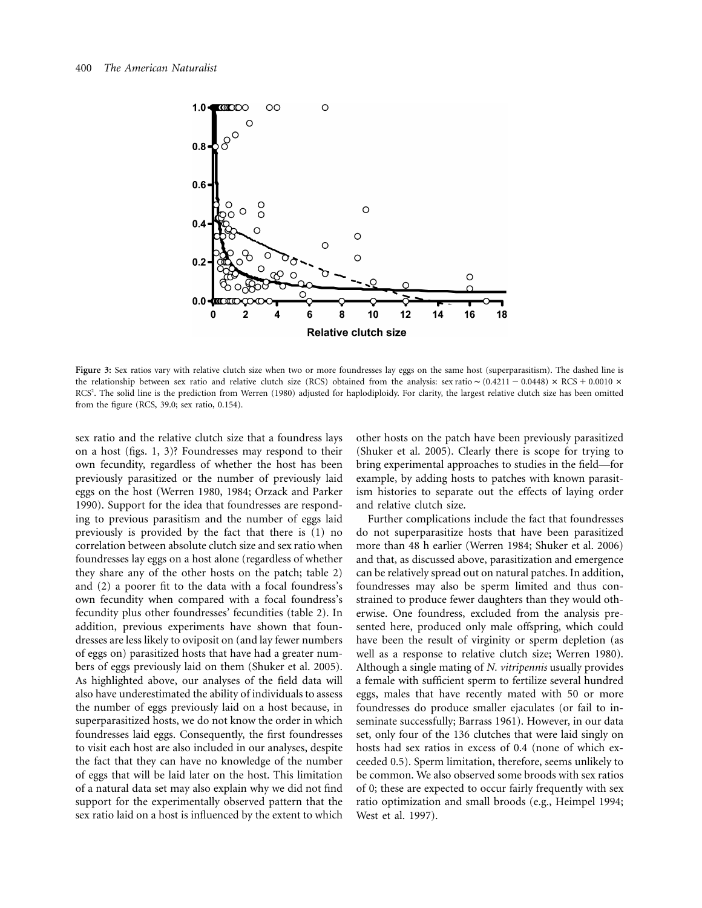Figure 3: Sex ratios vary with relative clutch size when two or more foundresses lay eggs on the same host (superparasitism). The dashed line is the relationship between sex ratio and relative clutch size (RCS) obtained from the analysis: sex ratio ∼ $(0.4211 - 0.0448) \times \text{RCS} + 0.0010 \times \text{RCS}^2$. The solid line is the prediction from Werren (1980) adjusted for haplodiploidy. For clarity, the largest relative clutch size has been omitted from the figure (RCS, 39.0; sex ratio, 0.154).

sex ratio and the relative clutch size that a foundress lays on a host (figs. 1, 3)? Foundresses may respond to their own fecundity, regardless of whether the host has been previously parasitized or the number of previously laid eggs on the host (Werren 1980, 1984; Orzack and Parker 1990). Support for the idea that foundresses are responding to previous parasitism and the number of eggs laid previously is provided by the fact that there is (1) no correlation between absolute clutch size and sex ratio when foundresses lay eggs on a host alone (regardless of whether they share any of the other hosts on the patch; table 2) and (2) a poorer fit to the data with a focal foundress's own fecundity when compared with a focal foundress's fecundity plus other foundresses' fecundities (table 2). In addition, previous experiments have shown that foundresses are less likely to oviposit on (and lay fewer numbers of eggs on) parasitized hosts that have had a greater numbers of eggs previously laid on them (Shuker et al. 2005). As highlighted above, our analyses of the field data will also have underestimated the ability of individuals to assess the number of eggs previously laid on a host because, in superparasitized hosts, we do not know the order in which foundresses laid eggs. Consequently, the first foundresses to visit each host are also included in our analyses, despite the fact that they can have no knowledge of the number of eggs that will be laid later on the host. This limitation of a natural data set may also explain why we did not find support for the experimentally observed pattern that the sex ratio laid on a host is influenced by the extent to which other hosts on the patch have been previously parasitized (Shuker et al. 2005). Clearly there is scope for trying to bring experimental approaches to studies in the field—for example, by adding hosts to patches with known parasitism histories to separate out the effects of laying order and relative clutch size.

Further complications include the fact that foundresses do not superparasitize hosts that have been parasitized more than 48 h earlier (Werren 1984; Shuker et al. 2006) and that, as discussed above, parasitization and emergence can be relatively spread out on natural patches. In addition, foundresses may also be sperm limited and thus constrained to produce fewer daughters than they would otherwise. One foundress, excluded from the analysis presented here, produced only male offspring, which could have been the result of virginity or sperm depletion (as well as a response to relative clutch size; Werren 1980). Although a single mating of *N. vitripennis* usually provides a female with sufficient sperm to fertilize several hundred eggs, males that have recently mated with 50 or more foundresses do produce smaller ejaculates (or fail to inseminate successfully; Barrass 1961). However, in our data set, only four of the 136 clutches that were laid singly on hosts had sex ratios in excess of 0.4 (none of which exceeded 0.5). Sperm limitation, therefore, seems unlikely to be common. We also observed some broods with sex ratios of 0; these are expected to occur fairly frequently with sex ratio optimization and small broods (e.g., Heimpel 1994; West et al. 1997).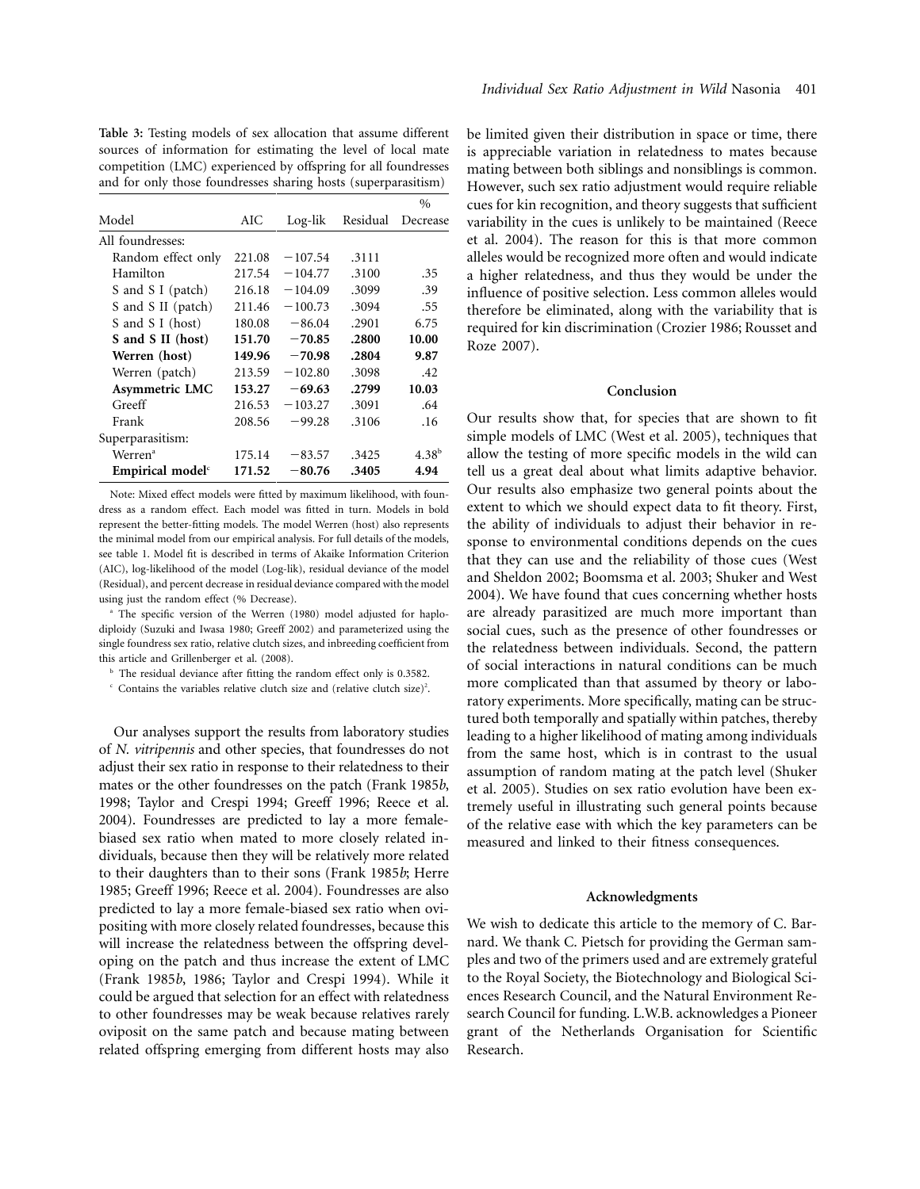**Table 3:** Testing models of sex allocation that assume different sources of information for estimating the level of local mate competition (LMC) experienced by offspring for all foundresses and for only those foundresses sharing hosts (superparasitism)

| Model | AIC | Log-lik | Residual | % Decrease |
|---|---|---|---|---|
| All foundresses: | | | | |
| Random effect only | 221.08 | −107.54 | .3111 | |
| Hamilton | 217.54 | −104.77 | .3100 | .35 |
| S and S I (patch) | 216.18 | −104.09 | .3099 | .39 |
| S and S II (patch) | 211.46 | −100.73 | .3094 | .55 |
| S and S I (host) | 180.08 | −86.04 | .2901 | 6.75 |
| **S and S II (host)** | **151.70** | **−70.85** | **.2800** | **10.00** |
| **Werren (host)** | **149.96** | **−70.98** | **.2804** | **9.87** |
| Werren (patch) | 213.59 | −102.80 | .3098 | .42 |
| **Asymmetric LMC** | **153.27** | **−69.63** | **.2799** | **10.03** |
| Greeff | 216.53 | −103.27 | .3091 | .64 |
| Frank | 208.56 | −99.28 | .3106 | .16 |
| Superparasitism: | | | | |
| Werren[a] | 175.14 | −83.57 | .3425 | 4.38[b] |
| **Empirical model**[c] | **171.52** | **−80.76** | **.3405** | **4.94** |

Note: Mixed effect models were fitted by maximum likelihood, with foundress as a random effect. Each model was fitted in turn. Models in bold represent the better-fitting models. The model Werren (host) also represents the minimal model from our empirical analysis. For full details of the models, see table 1. Model fit is described in terms of Akaike Information Criterion (AIC), log-likelihood of the model (Log-lik), residual deviance of the model (Residual), and percent decrease in residual deviance compared with the model using just the random effect (% Decrease).

[a] The specific version of the Werren (1980) model adjusted for haplodiploidy (Suzuki and Iwasa 1980; Greeff 2002) and parameterized using the single foundress sex ratio, relative clutch sizes, and inbreeding coefficient from this article and Grillenberger et al. (2008).

[b] The residual deviance after fitting the random effect only is 0.3582.

[c] Contains the variables relative clutch size and (relative clutch size)$^2$.

Our analyses support the results from laboratory studies of *N. vitripennis* and other species, that foundresses do not adjust their sex ratio in response to their relatedness to their mates or the other foundresses on the patch (Frank 1985*b*, 1998; Taylor and Crespi 1994; Greeff 1996; Reece et al. 2004). Foundresses are predicted to lay a more female-biased sex ratio when mated to more closely related individuals, because then they will be relatively more related to their daughters than to their sons (Frank 1985*b*; Herre 1985; Greeff 1996; Reece et al. 2004). Foundresses are also predicted to lay a more female-biased sex ratio when ovipositing with more closely related foundresses, because this will increase the relatedness between the offspring developing on the patch and thus increase the extent of LMC (Frank 1985*b*, 1986; Taylor and Crespi 1994). While it could be argued that selection for an effect with relatedness to other foundresses may be weak because relatives rarely oviposit on the same patch and because mating between related offspring emerging from different hosts may also be limited given their distribution in space or time, there is appreciable variation in relatedness to mates because mating between both siblings and nonsiblings is common. However, such sex ratio adjustment would require reliable cues for kin recognition, and theory suggests that sufficient variability in the cues is unlikely to be maintained (Reece et al. 2004). The reason for this is that more common alleles would be recognized more often and would indicate a higher relatedness, and thus they would be under the influence of positive selection. Less common alleles would therefore be eliminated, along with the variability that is required for kin discrimination (Crozier 1986; Rousset and Roze 2007).

## Conclusion

Our results show that, for species that are shown to fit simple models of LMC (West et al. 2005), techniques that allow the testing of more specific models in the wild can tell us a great deal about what limits adaptive behavior. Our results also emphasize two general points about the extent to which we should expect data to fit theory. First, the ability of individuals to adjust their behavior in response to environmental conditions depends on the cues that they can use and the reliability of those cues (West and Sheldon 2002; Boomsma et al. 2003; Shuker and West 2004). We have found that cues concerning whether hosts are already parasitized are much more important than social cues, such as the presence of other foundresses or the relatedness between individuals. Second, the pattern of social interactions in natural conditions can be much more complicated than that assumed by theory or laboratory experiments. More specifically, mating can be structured both temporally and spatially within patches, thereby leading to a higher likelihood of mating among individuals from the same host, which is in contrast to the usual assumption of random mating at the patch level (Shuker et al. 2005). Studies on sex ratio evolution have been extremely useful in illustrating such general points because of the relative ease with which the key parameters can be measured and linked to their fitness consequences.

## Acknowledgments

We wish to dedicate this article to the memory of C. Barnard. We thank C. Pietsch for providing the German samples and two of the primers used and are extremely grateful to the Royal Society, the Biotechnology and Biological Sciences Research Council, and the Natural Environment Research Council for funding. L.W.B. acknowledges a Pioneer grant of the Netherlands Organisation for Scientific Research.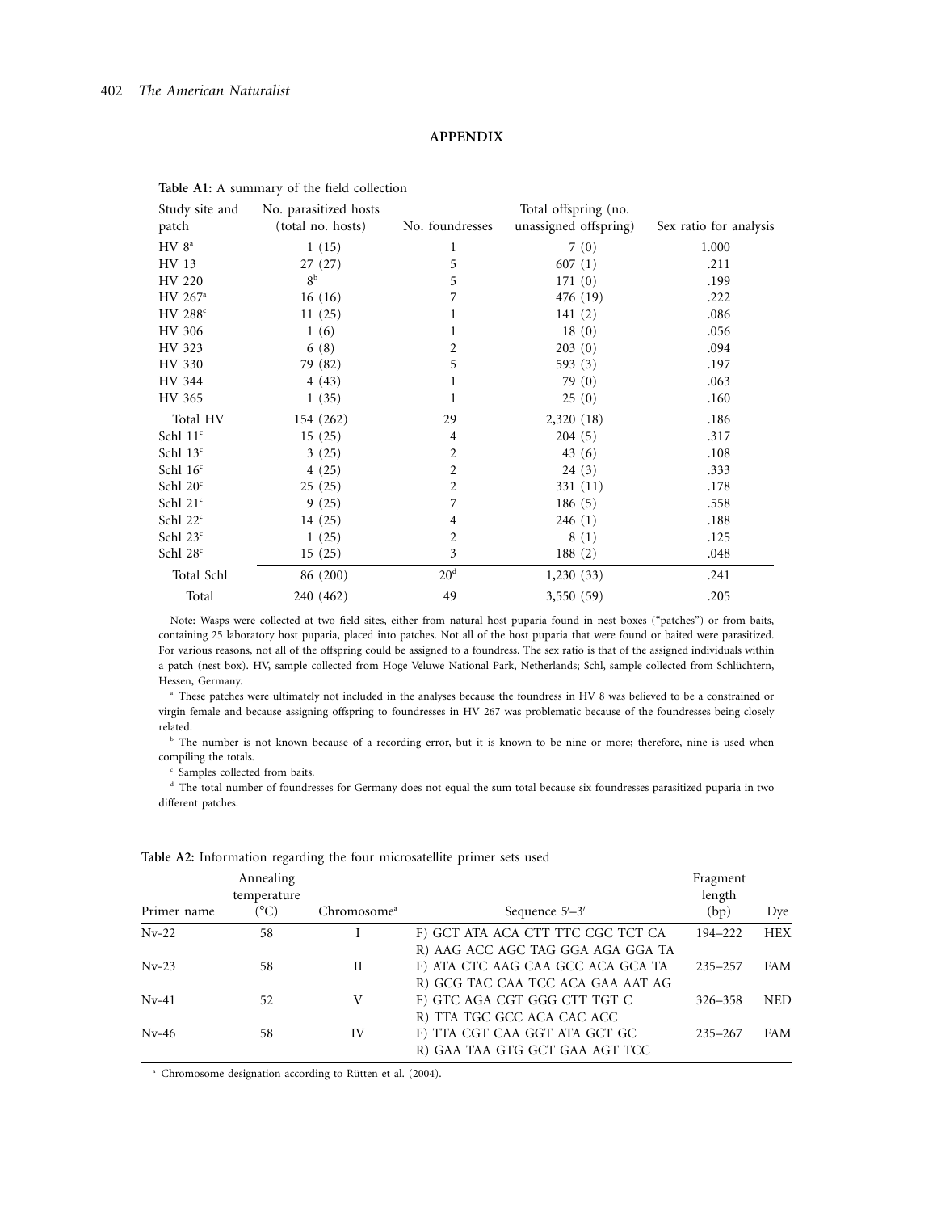## APPENDIX

**Table A1:** A summary of the field collection

| Study site and patch | No. parasitized hosts (total no. hosts) | No. foundresses | Total offspring (no. unassigned offspring) | Sex ratio for analysis |
|---|---|---|---|---|
| HV 8[a] | 1 (15) | 1 | 7 (0) | 1.000 |
| HV 13 | 27 (27) | 5 | 607 (1) | .211 |
| HV 220 | 8[b] | 5 | 171 (0) | .199 |
| HV 267[a] | 16 (16) | 7 | 476 (19) | .222 |
| HV 288[c] | 11 (25) | 1 | 141 (2) | .086 |
| HV 306 | 1 (6) | 1 | 18 (0) | .056 |
| HV 323 | 6 (8) | 2 | 203 (0) | .094 |
| HV 330 | 79 (82) | 5 | 593 (3) | .197 |
| HV 344 | 4 (43) | 1 | 79 (0) | .063 |
| HV 365 | 1 (35) | 1 | 25 (0) | .160 |
| Total HV | 154 (262) | 29 | 2,320 (18) | .186 |
| Schl 11[c] | 15 (25) | 4 | 204 (5) | .317 |
| Schl 13[c] | 3 (25) | 2 | 43 (6) | .108 |
| Schl 16[c] | 4 (25) | 2 | 24 (3) | .333 |
| Schl 20[c] | 25 (25) | 2 | 331 (11) | .178 |
| Schl 21[c] | 9 (25) | 7 | 186 (5) | .558 |
| Schl 22[c] | 14 (25) | 4 | 246 (1) | .188 |
| Schl 23[c] | 1 (25) | 2 | 8 (1) | .125 |
| Schl 28[c] | 15 (25) | 3 | 188 (2) | .048 |
| Total Schl | 86 (200) | 20[d] | 1,230 (33) | .241 |
| Total | 240 (462) | 49 | 3,550 (59) | .205 |

Note: Wasps were collected at two field sites, either from natural host puparia found in nest boxes ("patches") or from baits, containing 25 laboratory host puparia, placed into patches. Not all of the host puparia that were found or baited were parasitized. For various reasons, not all of the offspring could be assigned to a foundress. The sex ratio is that of the assigned individuals within a patch (nest box). HV, sample collected from Hoge Veluwe National Park, Netherlands; Schl, sample collected from Schlüchtern, Hessen, Germany.

[a] These patches were ultimately not included in the analyses because the foundress in HV 8 was believed to be a constrained or virgin female and because assigning offspring to foundresses in HV 267 was problematic because of the foundresses being closely related.

[b] The number is not known because of a recording error, but it is known to be nine or more; therefore, nine is used when compiling the totals.

[c] Samples collected from baits.

[d] The total number of foundresses for Germany does not equal the sum total because six foundresses parasitized puparia in two different patches.

**Table A2:** Information regarding the four microsatellite primer sets used

| Primer name | Annealing temperature (°C) | Chromosome[a] | Sequence 5′–3′ | Fragment length (bp) | Dye |
|---|---|---|---|---|---|
| Nv-22 | 58 | I | F) GCT ATA ACA CTT TTC CGC TCT CA<br>R) AAG ACC AGC TAG GGA AGA GGA TA | 194–222 | HEX |
| Nv-23 | 58 | II | F) ATA CTC AAG CAA GCC ACA GCA TA<br>R) GCG TAC CAA TCC ACA GAA AAT AG | 235–257 | FAM |
| Nv-41 | 52 | V | F) GTC AGA CGT GGG CTT TGT C<br>R) TTA TGC GCC ACA CAC ACC | 326–358 | NED |
| Nv-46 | 58 | IV | F) TTA CGT CAA GGT ATA GCT GC<br>R) GAA TAA GTG GCT GAA AGT TCC | 235–267 | FAM |

[a] Chromosome designation according to Rütten et al. (2004).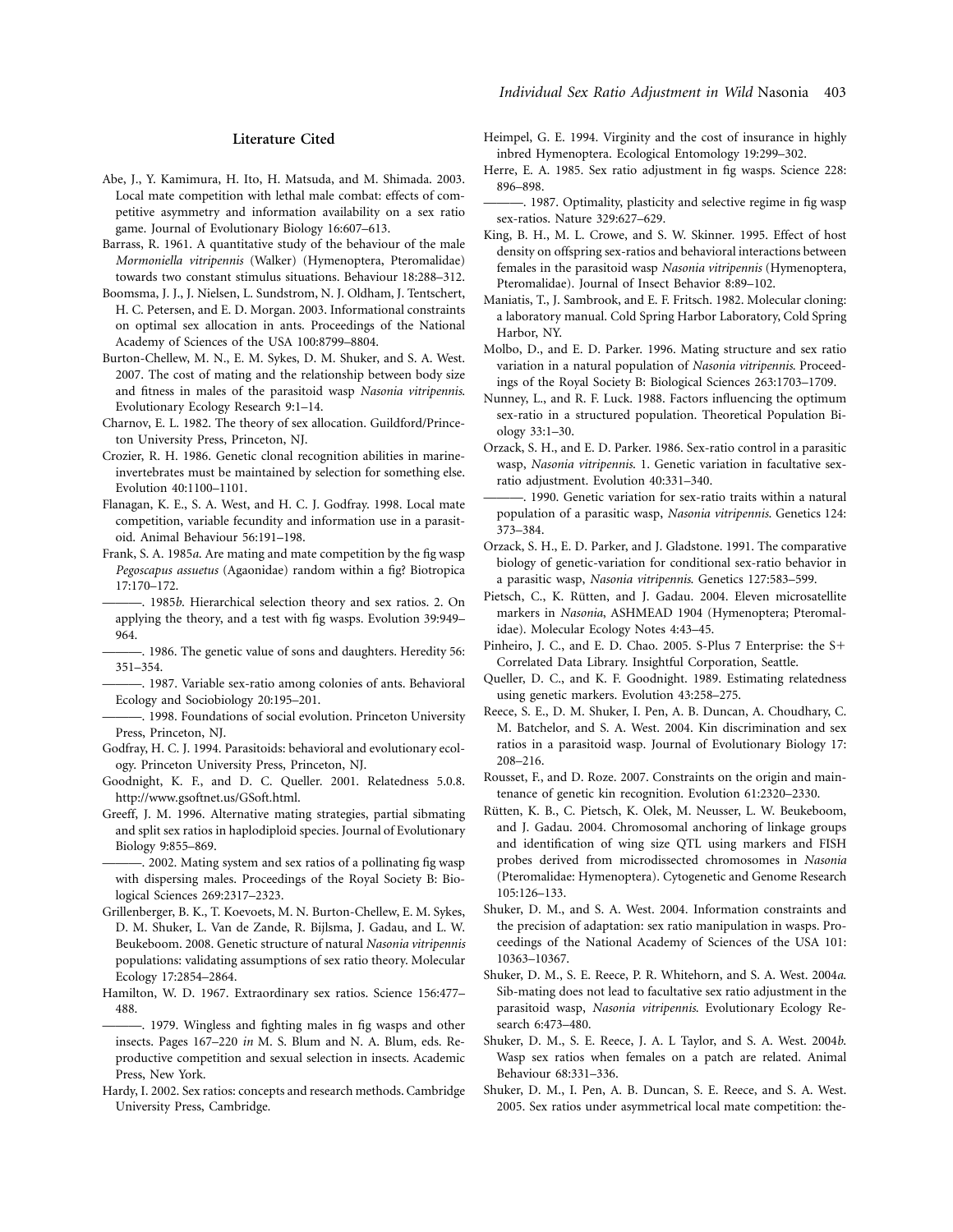## Literature Cited

Abe, J., Y. Kamimura, H. Ito, H. Matsuda, and M. Shimada. 2003. Local mate competition with lethal male combat: effects of competitive asymmetry and information availability on a sex ratio game. Journal of Evolutionary Biology 16:607–613.

Barrass, R. 1961. A quantitative study of the behaviour of the male *Mormoniella vitripennis* (Walker) (Hymenoptera, Pteromalidae) towards two constant stimulus situations. Behaviour 18:288–312.

Boomsma, J. J., J. Nielsen, L. Sundstrom, N. J. Oldham, J. Tentschert, H. C. Petersen, and E. D. Morgan. 2003. Informational constraints on optimal sex allocation in ants. Proceedings of the National Academy of Sciences of the USA 100:8799–8804.

Burton-Chellew, M. N., E. M. Sykes, D. M. Shuker, and S. A. West. 2007. The cost of mating and the relationship between body size and fitness in males of the parasitoid wasp *Nasonia vitripennis*. Evolutionary Ecology Research 9:1–14.

Charnov, E. L. 1982. The theory of sex allocation. Guildford/Princeton University Press, Princeton, NJ.

Crozier, R. H. 1986. Genetic clonal recognition abilities in marine-invertebrates must be maintained by selection for something else. Evolution 40:1100–1101.

Flanagan, K. E., S. A. West, and H. C. J. Godfray. 1998. Local mate competition, variable fecundity and information use in a parasitoid. Animal Behaviour 56:191–198.

Frank, S. A. 1985*a*. Are mating and mate competition by the fig wasp *Pegoscapus assuetus* (Agaonidae) random within a fig? Biotropica 17:170–172.

———. 1985*b*. Hierarchical selection theory and sex ratios. 2. On applying the theory, and a test with fig wasps. Evolution 39:949–964.

———. 1986. The genetic value of sons and daughters. Heredity 56: 351–354.

———. 1987. Variable sex-ratio among colonies of ants. Behavioral Ecology and Sociobiology 20:195–201.

———. 1998. Foundations of social evolution. Princeton University Press, Princeton, NJ.

Godfray, H. C. J. 1994. Parasitoids: behavioral and evolutionary ecology. Princeton University Press, Princeton, NJ.

Goodnight, K. F., and D. C. Queller. 2001. Relatedness 5.0.8. http://www.gsoftnet.us/GSoft.html.

Greeff, J. M. 1996. Alternative mating strategies, partial sibmating and split sex ratios in haplodiploid species. Journal of Evolutionary Biology 9:855–869.

———. 2002. Mating system and sex ratios of a pollinating fig wasp with dispersing males. Proceedings of the Royal Society B: Biological Sciences 269:2317–2323.

Grillenberger, B. K., T. Koevoets, M. N. Burton-Chellew, E. M. Sykes, D. M. Shuker, L. Van de Zande, R. Bijlsma, J. Gadau, and L. W. Beukeboom. 2008. Genetic structure of natural *Nasonia vitripennis* populations: validating assumptions of sex ratio theory. Molecular Ecology 17:2854–2864.

Hamilton, W. D. 1967. Extraordinary sex ratios. Science 156:477–488.

———. 1979. Wingless and fighting males in fig wasps and other insects. Pages 167–220 *in* M. S. Blum and N. A. Blum, eds. Reproductive competition and sexual selection in insects. Academic Press, New York.

Hardy, I. 2002. Sex ratios: concepts and research methods. Cambridge University Press, Cambridge.

Heimpel, G. E. 1994. Virginity and the cost of insurance in highly inbred Hymenoptera. Ecological Entomology 19:299–302.

Herre, E. A. 1985. Sex ratio adjustment in fig wasps. Science 228: 896–898.

———. 1987. Optimality, plasticity and selective regime in fig wasp sex-ratios. Nature 329:627–629.

King, B. H., M. L. Crowe, and S. W. Skinner. 1995. Effect of host density on offspring sex-ratios and behavioral interactions between females in the parasitoid wasp *Nasonia vitripennis* (Hymenoptera, Pteromalidae). Journal of Insect Behavior 8:89–102.

Maniatis, T., J. Sambrook, and E. F. Fritsch. 1982. Molecular cloning: a laboratory manual. Cold Spring Harbor Laboratory, Cold Spring Harbor, NY.

Molbo, D., and E. D. Parker. 1996. Mating structure and sex ratio variation in a natural population of *Nasonia vitripennis*. Proceedings of the Royal Society B: Biological Sciences 263:1703–1709.

Nunney, L., and R. F. Luck. 1988. Factors influencing the optimum sex-ratio in a structured population. Theoretical Population Biology 33:1–30.

Orzack, S. H., and E. D. Parker. 1986. Sex-ratio control in a parasitic wasp, *Nasonia vitripennis*. 1. Genetic variation in facultative sex-ratio adjustment. Evolution 40:331–340.

———. 1990. Genetic variation for sex-ratio traits within a natural population of a parasitic wasp, *Nasonia vitripennis*. Genetics 124: 373–384.

Orzack, S. H., E. D. Parker, and J. Gladstone. 1991. The comparative biology of genetic-variation for conditional sex-ratio behavior in a parasitic wasp, *Nasonia vitripennis*. Genetics 127:583–599.

Pietsch, C., K. Rütten, and J. Gadau. 2004. Eleven microsatellite markers in *Nasonia*, ASHMEAD 1904 (Hymenoptera; Pteromalidae). Molecular Ecology Notes 4:43–45.

Pinheiro, J. C., and E. D. Chao. 2005. S-Plus 7 Enterprise: the S+ Correlated Data Library. Insightful Corporation, Seattle.

Queller, D. C., and K. F. Goodnight. 1989. Estimating relatedness using genetic markers. Evolution 43:258–275.

Reece, S. E., D. M. Shuker, I. Pen, A. B. Duncan, A. Choudhary, C. M. Batchelor, and S. A. West. 2004. Kin discrimination and sex ratios in a parasitoid wasp. Journal of Evolutionary Biology 17: 208–216.

Rousset, F., and D. Roze. 2007. Constraints on the origin and maintenance of genetic kin recognition. Evolution 61:2320–2330.

Rütten, K. B., C. Pietsch, K. Olek, M. Neusser, L. W. Beukeboom, and J. Gadau. 2004. Chromosomal anchoring of linkage groups and identification of wing size QTL using markers and FISH probes derived from microdissected chromosomes in *Nasonia* (Pteromalidae: Hymenoptera). Cytogenetic and Genome Research 105:126–133.

Shuker, D. M., and S. A. West. 2004. Information constraints and the precision of adaptation: sex ratio manipulation in wasps. Proceedings of the National Academy of Sciences of the USA 101: 10363–10367.

Shuker, D. M., S. E. Reece, P. R. Whitehorn, and S. A. West. 2004*a*. Sib-mating does not lead to facultative sex ratio adjustment in the parasitoid wasp, *Nasonia vitripennis*. Evolutionary Ecology Research 6:473–480.

Shuker, D. M., S. E. Reece, J. A. L Taylor, and S. A. West. 2004*b*. Wasp sex ratios when females on a patch are related. Animal Behaviour 68:331–336.

Shuker, D. M., I. Pen, A. B. Duncan, S. E. Reece, and S. A. West. 2005. Sex ratios under asymmetrical local mate competition: the-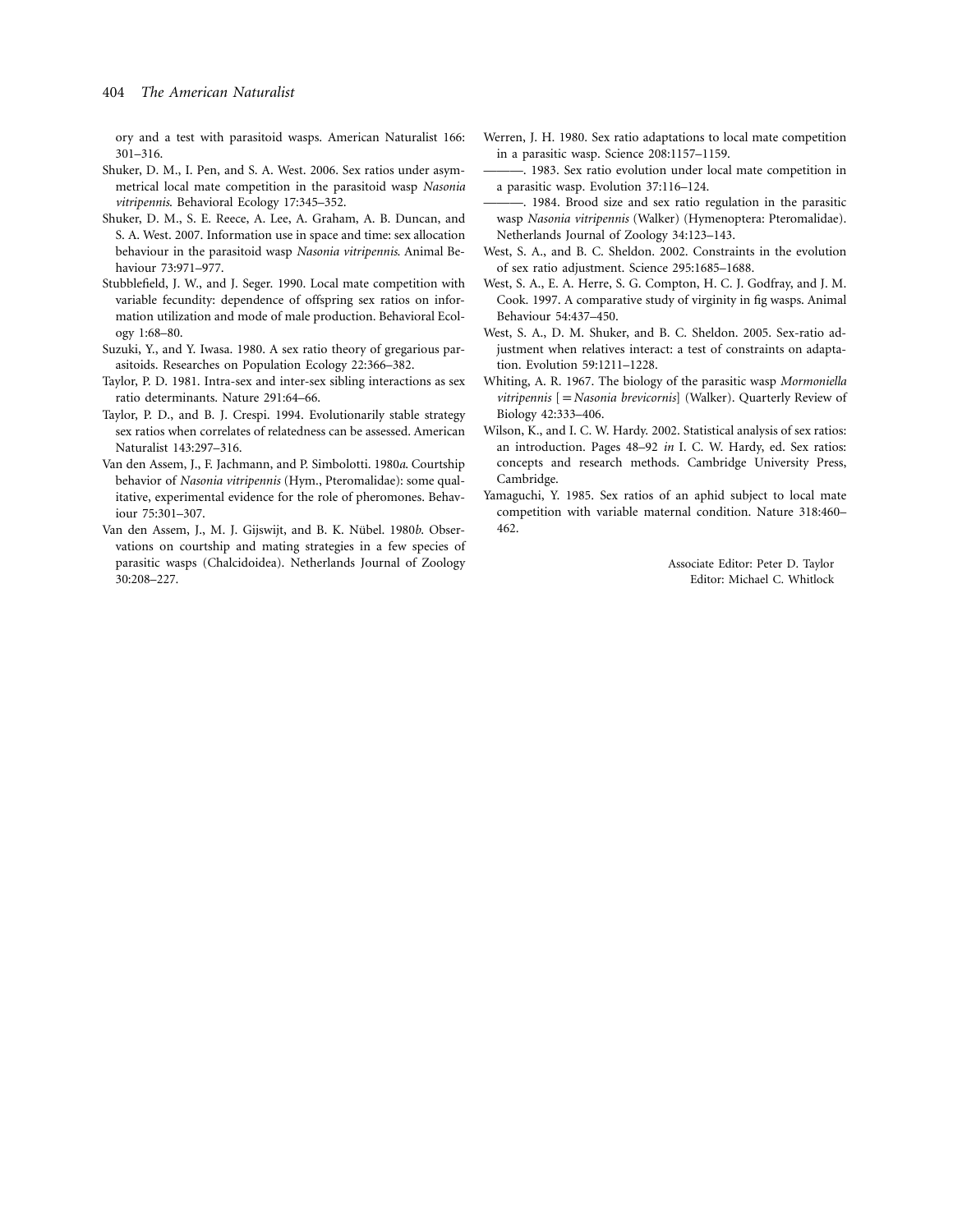ory and a test with parasitoid wasps. American Naturalist 166: 301–316.

Shuker, D. M., I. Pen, and S. A. West. 2006. Sex ratios under asymmetrical local mate competition in the parasitoid wasp *Nasonia vitripennis*. Behavioral Ecology 17:345–352.

Shuker, D. M., S. E. Reece, A. Lee, A. Graham, A. B. Duncan, and S. A. West. 2007. Information use in space and time: sex allocation behaviour in the parasitoid wasp *Nasonia vitripennis*. Animal Behaviour 73:971–977.

Stubblefield, J. W., and J. Seger. 1990. Local mate competition with variable fecundity: dependence of offspring sex ratios on information utilization and mode of male production. Behavioral Ecology 1:68–80.

Suzuki, Y., and Y. Iwasa. 1980. A sex ratio theory of gregarious parasitoids. Researches on Population Ecology 22:366–382.

Taylor, P. D. 1981. Intra-sex and inter-sex sibling interactions as sex ratio determinants. Nature 291:64–66.

Taylor, P. D., and B. J. Crespi. 1994. Evolutionarily stable strategy sex ratios when correlates of relatedness can be assessed. American Naturalist 143:297–316.

Van den Assem, J., F. Jachmann, and P. Simbolotti. 1980*a*. Courtship behavior of *Nasonia vitripennis* (Hym., Pteromalidae): some qualitative, experimental evidence for the role of pheromones. Behaviour 75:301–307.

Van den Assem, J., M. J. Gijswijt, and B. K. Nübel. 1980*b*. Observations on courtship and mating strategies in a few species of parasitic wasps (Chalcidoidea). Netherlands Journal of Zoology 30:208–227.

Werren, J. H. 1980. Sex ratio adaptations to local mate competition in a parasitic wasp. Science 208:1157–1159.

———. 1983. Sex ratio evolution under local mate competition in a parasitic wasp. Evolution 37:116–124.

———. 1984. Brood size and sex ratio regulation in the parasitic wasp *Nasonia vitripennis* (Walker) (Hymenoptera: Pteromalidae). Netherlands Journal of Zoology 34:123–143.

West, S. A., and B. C. Sheldon. 2002. Constraints in the evolution of sex ratio adjustment. Science 295:1685–1688.

West, S. A., E. A. Herre, S. G. Compton, H. C. J. Godfray, and J. M. Cook. 1997. A comparative study of virginity in fig wasps. Animal Behaviour 54:437–450.

West, S. A., D. M. Shuker, and B. C. Sheldon. 2005. Sex-ratio adjustment when relatives interact: a test of constraints on adaptation. Evolution 59:1211–1228.

Whiting, A. R. 1967. The biology of the parasitic wasp *Mormoniella vitripennis* [ = *Nasonia brevicornis*] (Walker). Quarterly Review of Biology 42:333–406.

Wilson, K., and I. C. W. Hardy. 2002. Statistical analysis of sex ratios: an introduction. Pages 48–92 *in* I. C. W. Hardy, ed. Sex ratios: concepts and research methods. Cambridge University Press, Cambridge.

Yamaguchi, Y. 1985. Sex ratios of an aphid subject to local mate competition with variable maternal condition. Nature 318:460–462.

Associate Editor: Peter D. Taylor
Editor: Michael C. Whitlock